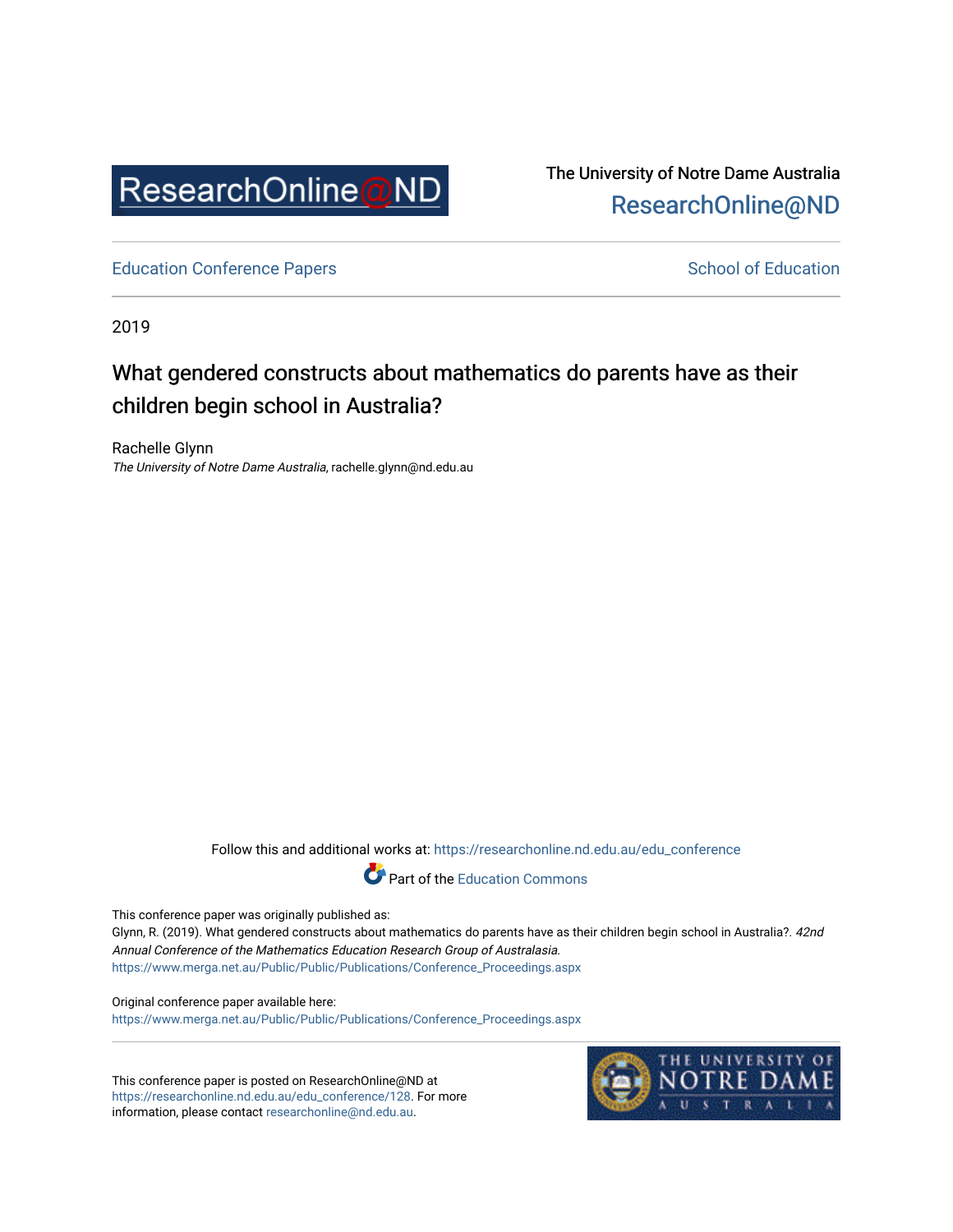The University of Notre Dame Australia
ResearchOnline@ND

Education Conference Papers

School of Education

2019

# What gendered constructs about mathematics do parents have as their children begin school in Australia?

Rachelle Glynn
*The University of Notre Dame Australia*, rachelle.glynn@nd.edu.au

Follow this and additional works at: https://researchonline.nd.edu.au/edu_conference

Part of the Education Commons

This conference paper was originally published as:
Glynn, R. (2019). What gendered constructs about mathematics do parents have as their children begin school in Australia?. *42nd Annual Conference of the Mathematics Education Research Group of Australasia*.
https://www.merga.net.au/Public/Public/Publications/Conference_Proceedings.aspx

Original conference paper available here:
https://www.merga.net.au/Public/Public/Publications/Conference_Proceedings.aspx

This conference paper is posted on ResearchOnline@ND at https://researchonline.nd.edu.au/edu_conference/128. For more information, please contact researchonline@nd.edu.au.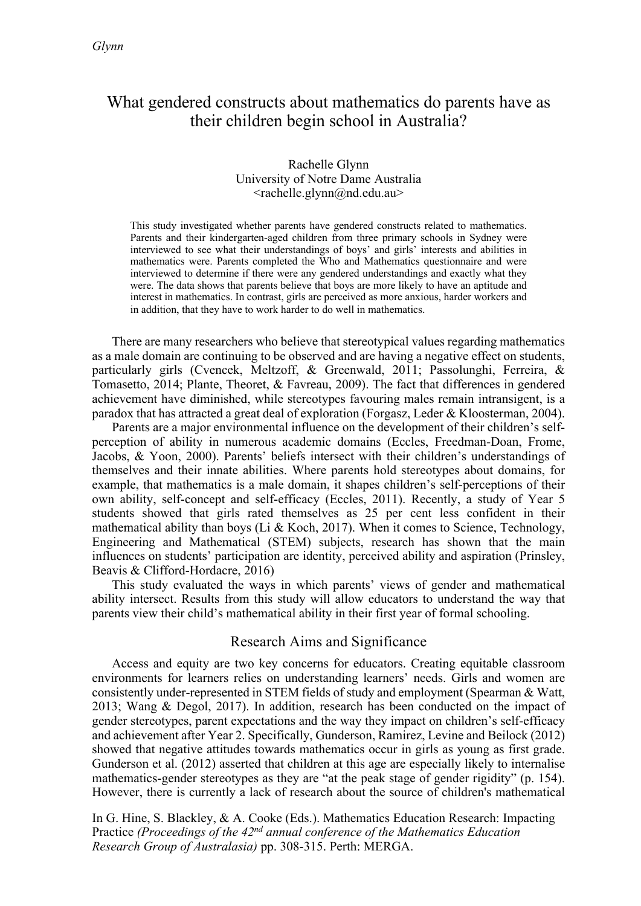# What gendered constructs about mathematics do parents have as their children begin school in Australia?

Rachelle Glynn
University of Notre Dame Australia
<rachelle.glynn@nd.edu.au>

This study investigated whether parents have gendered constructs related to mathematics. Parents and their kindergarten-aged children from three primary schools in Sydney were interviewed to see what their understandings of boys' and girls' interests and abilities in mathematics were. Parents completed the Who and Mathematics questionnaire and were interviewed to determine if there were any gendered understandings and exactly what they were. The data shows that parents believe that boys are more likely to have an aptitude and interest in mathematics. In contrast, girls are perceived as more anxious, harder workers and in addition, that they have to work harder to do well in mathematics.

There are many researchers who believe that stereotypical values regarding mathematics as a male domain are continuing to be observed and are having a negative effect on students, particularly girls (Cvencek, Meltzoff, & Greenwald, 2011; Passolunghi, Ferreira, & Tomasetto, 2014; Plante, Theoret, & Favreau, 2009). The fact that differences in gendered achievement have diminished, while stereotypes favouring males remain intransigent, is a paradox that has attracted a great deal of exploration (Forgasz, Leder & Kloosterman, 2004).

Parents are a major environmental influence on the development of their children's self-perception of ability in numerous academic domains (Eccles, Freedman-Doan, Frome, Jacobs, & Yoon, 2000). Parents' beliefs intersect with their children's understandings of themselves and their innate abilities. Where parents hold stereotypes about domains, for example, that mathematics is a male domain, it shapes children's self-perceptions of their own ability, self-concept and self-efficacy (Eccles, 2011). Recently, a study of Year 5 students showed that girls rated themselves as 25 per cent less confident in their mathematical ability than boys (Li & Koch, 2017). When it comes to Science, Technology, Engineering and Mathematical (STEM) subjects, research has shown that the main influences on students' participation are identity, perceived ability and aspiration (Prinsley, Beavis & Clifford-Hordacre, 2016)

This study evaluated the ways in which parents' views of gender and mathematical ability intersect. Results from this study will allow educators to understand the way that parents view their child's mathematical ability in their first year of formal schooling.

## Research Aims and Significance

Access and equity are two key concerns for educators. Creating equitable classroom environments for learners relies on understanding learners' needs. Girls and women are consistently under-represented in STEM fields of study and employment (Spearman & Watt, 2013; Wang & Degol, 2017). In addition, research has been conducted on the impact of gender stereotypes, parent expectations and the way they impact on children's self-efficacy and achievement after Year 2. Specifically, Gunderson, Ramirez, Levine and Beilock (2012) showed that negative attitudes towards mathematics occur in girls as young as first grade. Gunderson et al. (2012) asserted that children at this age are especially likely to internalise mathematics-gender stereotypes as they are "at the peak stage of gender rigidity" (p. 154). However, there is currently a lack of research about the source of children's mathematical

In G. Hine, S. Blackley, & A. Cooke (Eds.). Mathematics Education Research: Impacting Practice *(Proceedings of the 42nd annual conference of the Mathematics Education Research Group of Australasia)* pp. 308-315. Perth: MERGA.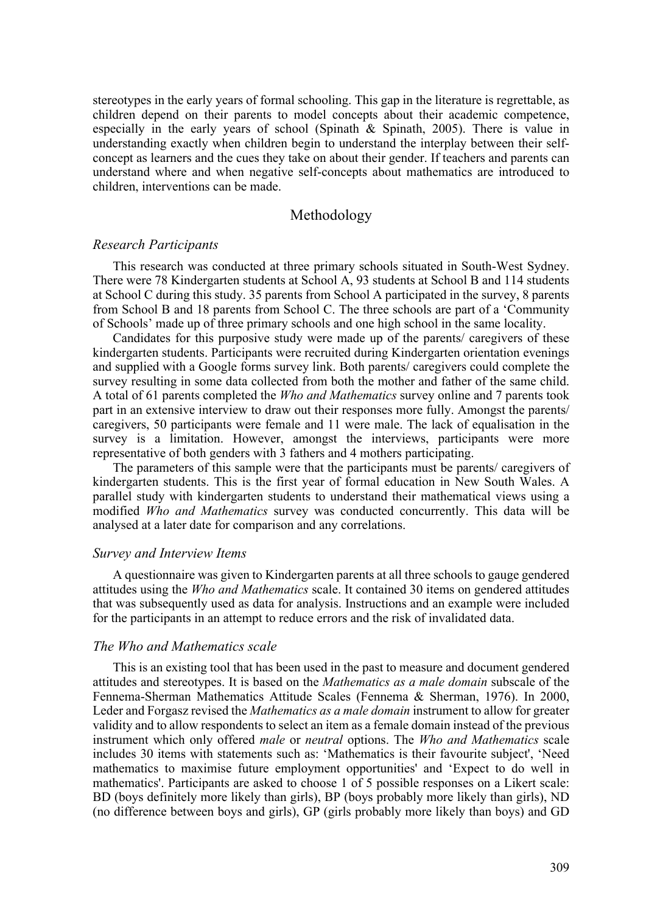stereotypes in the early years of formal schooling. This gap in the literature is regrettable, as children depend on their parents to model concepts about their academic competence, especially in the early years of school (Spinath & Spinath, 2005). There is value in understanding exactly when children begin to understand the interplay between their self-concept as learners and the cues they take on about their gender. If teachers and parents can understand where and when negative self-concepts about mathematics are introduced to children, interventions can be made.

## Methodology

### *Research Participants*

This research was conducted at three primary schools situated in South-West Sydney. There were 78 Kindergarten students at School A, 93 students at School B and 114 students at School C during this study. 35 parents from School A participated in the survey, 8 parents from School B and 18 parents from School C. The three schools are part of a 'Community of Schools' made up of three primary schools and one high school in the same locality.

Candidates for this purposive study were made up of the parents/ caregivers of these kindergarten students. Participants were recruited during Kindergarten orientation evenings and supplied with a Google forms survey link. Both parents/ caregivers could complete the survey resulting in some data collected from both the mother and father of the same child. A total of 61 parents completed the *Who and Mathematics* survey online and 7 parents took part in an extensive interview to draw out their responses more fully. Amongst the parents/ caregivers, 50 participants were female and 11 were male. The lack of equalisation in the survey is a limitation. However, amongst the interviews, participants were more representative of both genders with 3 fathers and 4 mothers participating.

The parameters of this sample were that the participants must be parents/ caregivers of kindergarten students. This is the first year of formal education in New South Wales. A parallel study with kindergarten students to understand their mathematical views using a modified *Who and Mathematics* survey was conducted concurrently. This data will be analysed at a later date for comparison and any correlations.

### *Survey and Interview Items*

A questionnaire was given to Kindergarten parents at all three schools to gauge gendered attitudes using the *Who and Mathematics* scale. It contained 30 items on gendered attitudes that was subsequently used as data for analysis. Instructions and an example were included for the participants in an attempt to reduce errors and the risk of invalidated data.

### *The Who and Mathematics scale*

This is an existing tool that has been used in the past to measure and document gendered attitudes and stereotypes. It is based on the *Mathematics as a male domain* subscale of the Fennema-Sherman Mathematics Attitude Scales (Fennema & Sherman, 1976). In 2000, Leder and Forgasz revised the *Mathematics as a male domain* instrument to allow for greater validity and to allow respondents to select an item as a female domain instead of the previous instrument which only offered *male* or *neutral* options. The *Who and Mathematics* scale includes 30 items with statements such as: 'Mathematics is their favourite subject', 'Need mathematics to maximise future employment opportunities' and 'Expect to do well in mathematics'. Participants are asked to choose 1 of 5 possible responses on a Likert scale: BD (boys definitely more likely than girls), BP (boys probably more likely than girls), ND (no difference between boys and girls), GP (girls probably more likely than boys) and GD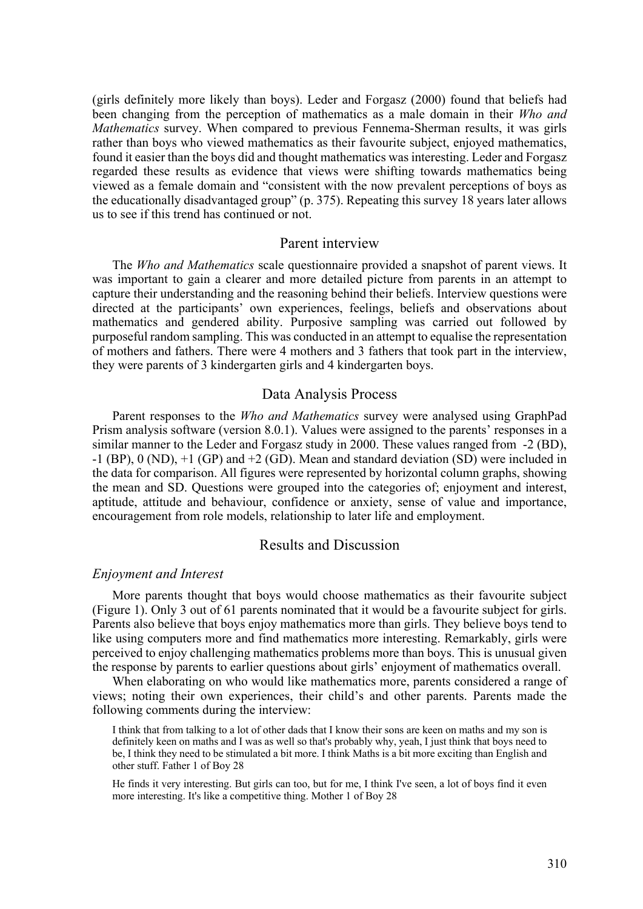(girls definitely more likely than boys). Leder and Forgasz (2000) found that beliefs had been changing from the perception of mathematics as a male domain in their *Who and Mathematics* survey. When compared to previous Fennema-Sherman results, it was girls rather than boys who viewed mathematics as their favourite subject, enjoyed mathematics, found it easier than the boys did and thought mathematics was interesting. Leder and Forgasz regarded these results as evidence that views were shifting towards mathematics being viewed as a female domain and "consistent with the now prevalent perceptions of boys as the educationally disadvantaged group" (p. 375). Repeating this survey 18 years later allows us to see if this trend has continued or not.

## Parent interview

The *Who and Mathematics* scale questionnaire provided a snapshot of parent views. It was important to gain a clearer and more detailed picture from parents in an attempt to capture their understanding and the reasoning behind their beliefs. Interview questions were directed at the participants' own experiences, feelings, beliefs and observations about mathematics and gendered ability. Purposive sampling was carried out followed by purposeful random sampling. This was conducted in an attempt to equalise the representation of mothers and fathers. There were 4 mothers and 3 fathers that took part in the interview, they were parents of 3 kindergarten girls and 4 kindergarten boys.

## Data Analysis Process

Parent responses to the *Who and Mathematics* survey were analysed using GraphPad Prism analysis software (version 8.0.1). Values were assigned to the parents' responses in a similar manner to the Leder and Forgasz study in 2000. These values ranged from -2 (BD), -1 (BP), 0 (ND), +1 (GP) and +2 (GD). Mean and standard deviation (SD) were included in the data for comparison. All figures were represented by horizontal column graphs, showing the mean and SD. Questions were grouped into the categories of; enjoyment and interest, aptitude, attitude and behaviour, confidence or anxiety, sense of value and importance, encouragement from role models, relationship to later life and employment.

## Results and Discussion

### *Enjoyment and Interest*

More parents thought that boys would choose mathematics as their favourite subject (Figure 1). Only 3 out of 61 parents nominated that it would be a favourite subject for girls. Parents also believe that boys enjoy mathematics more than girls. They believe boys tend to like using computers more and find mathematics more interesting. Remarkably, girls were perceived to enjoy challenging mathematics problems more than boys. This is unusual given the response by parents to earlier questions about girls' enjoyment of mathematics overall.

When elaborating on who would like mathematics more, parents considered a range of views; noting their own experiences, their child's and other parents. Parents made the following comments during the interview:

> I think that from talking to a lot of other dads that I know their sons are keen on maths and my son is definitely keen on maths and I was as well so that's probably why, yeah, I just think that boys need to be, I think they need to be stimulated a bit more. I think Maths is a bit more exciting than English and other stuff. Father 1 of Boy 28

> He finds it very interesting. But girls can too, but for me, I think I've seen, a lot of boys find it even more interesting. It's like a competitive thing. Mother 1 of Boy 28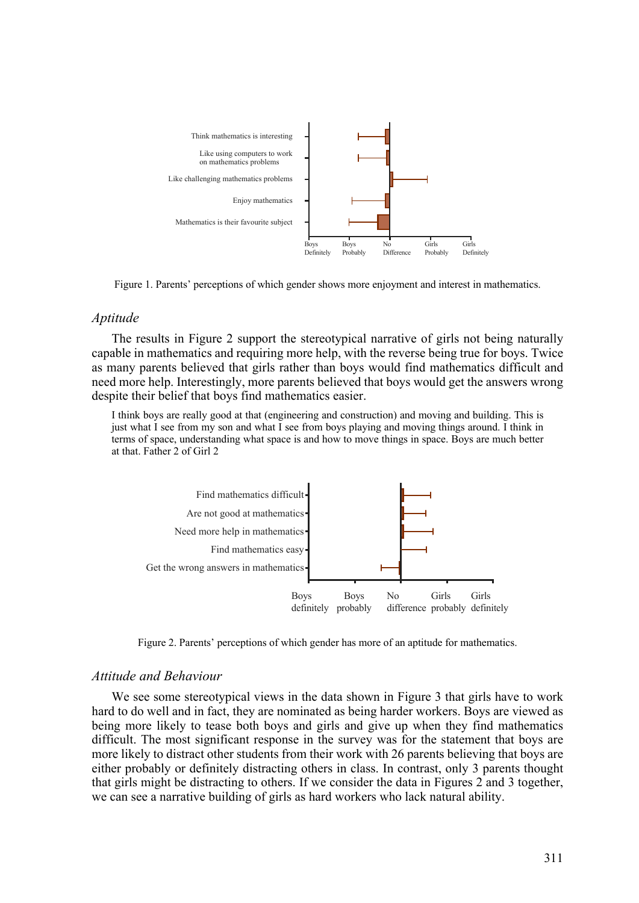Figure 1. Parents' perceptions of which gender shows more enjoyment and interest in mathematics.

### *Aptitude*

The results in Figure 2 support the stereotypical narrative of girls not being naturally capable in mathematics and requiring more help, with the reverse being true for boys. Twice as many parents believed that girls rather than boys would find mathematics difficult and need more help. Interestingly, more parents believed that boys would get the answers wrong despite their belief that boys find mathematics easier.

> I think boys are really good at that (engineering and construction) and moving and building. This is just what I see from my son and what I see from boys playing and moving things around. I think in terms of space, understanding what space is and how to move things in space. Boys are much better at that. Father 2 of Girl 2

Figure 2. Parents' perceptions of which gender has more of an aptitude for mathematics.

### *Attitude and Behaviour*

We see some stereotypical views in the data shown in Figure 3 that girls have to work hard to do well and in fact, they are nominated as being harder workers. Boys are viewed as being more likely to tease both boys and girls and give up when they find mathematics difficult. The most significant response in the survey was for the statement that boys are more likely to distract other students from their work with 26 parents believing that boys are either probably or definitely distracting others in class. In contrast, only 3 parents thought that girls might be distracting to others. If we consider the data in Figures 2 and 3 together, we can see a narrative building of girls as hard workers who lack natural ability.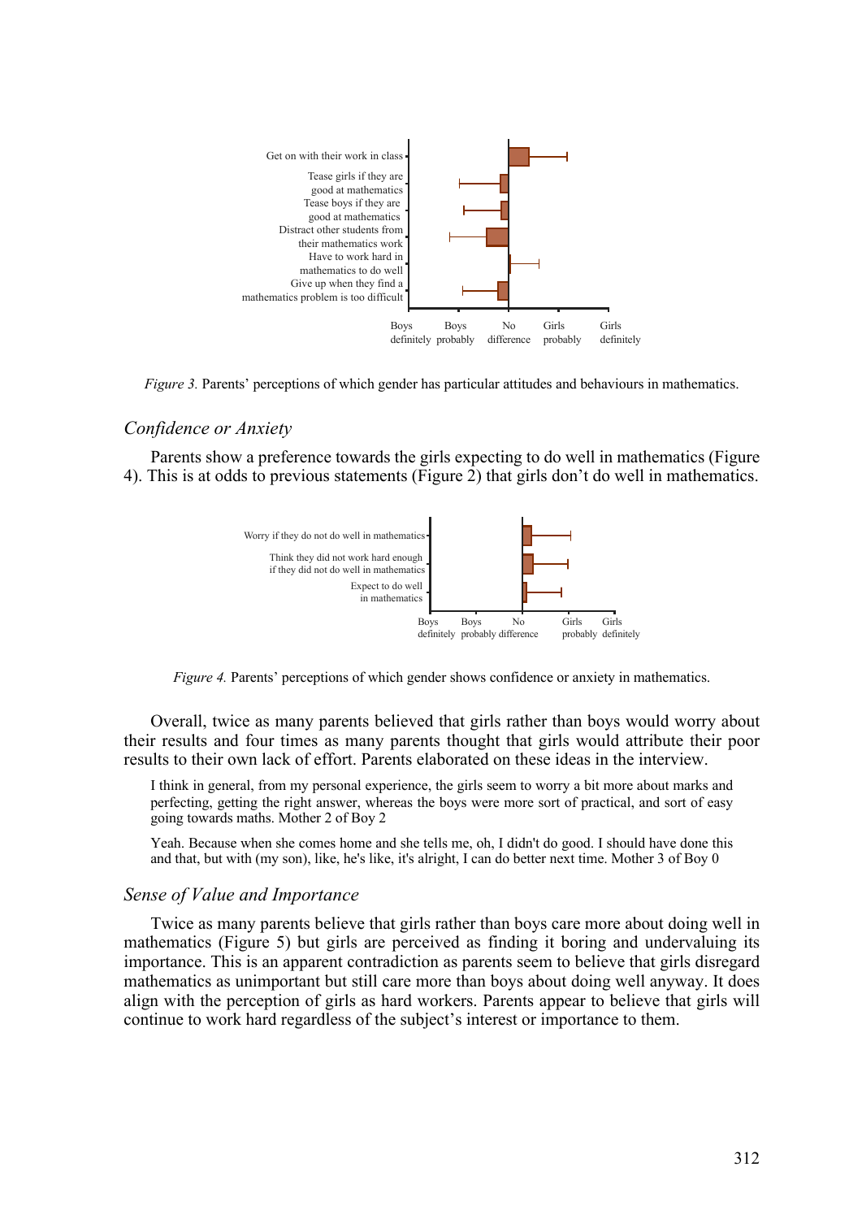*Figure 3.* Parents' perceptions of which gender has particular attitudes and behaviours in mathematics.

### *Confidence or Anxiety*

Parents show a preference towards the girls expecting to do well in mathematics (Figure 4). This is at odds to previous statements (Figure 2) that girls don't do well in mathematics.

*Figure 4.* Parents' perceptions of which gender shows confidence or anxiety in mathematics.

Overall, twice as many parents believed that girls rather than boys would worry about their results and four times as many parents thought that girls would attribute their poor results to their own lack of effort. Parents elaborated on these ideas in the interview.

> I think in general, from my personal experience, the girls seem to worry a bit more about marks and perfecting, getting the right answer, whereas the boys were more sort of practical, and sort of easy going towards maths. Mother 2 of Boy 2

> Yeah. Because when she comes home and she tells me, oh, I didn't do good. I should have done this and that, but with (my son), like, he's like, it's alright, I can do better next time. Mother 3 of Boy 0

### *Sense of Value and Importance*

Twice as many parents believe that girls rather than boys care more about doing well in mathematics (Figure 5) but girls are perceived as finding it boring and undervaluing its importance. This is an apparent contradiction as parents seem to believe that girls disregard mathematics as unimportant but still care more than boys about doing well anyway. It does align with the perception of girls as hard workers. Parents appear to believe that girls will continue to work hard regardless of the subject's interest or importance to them.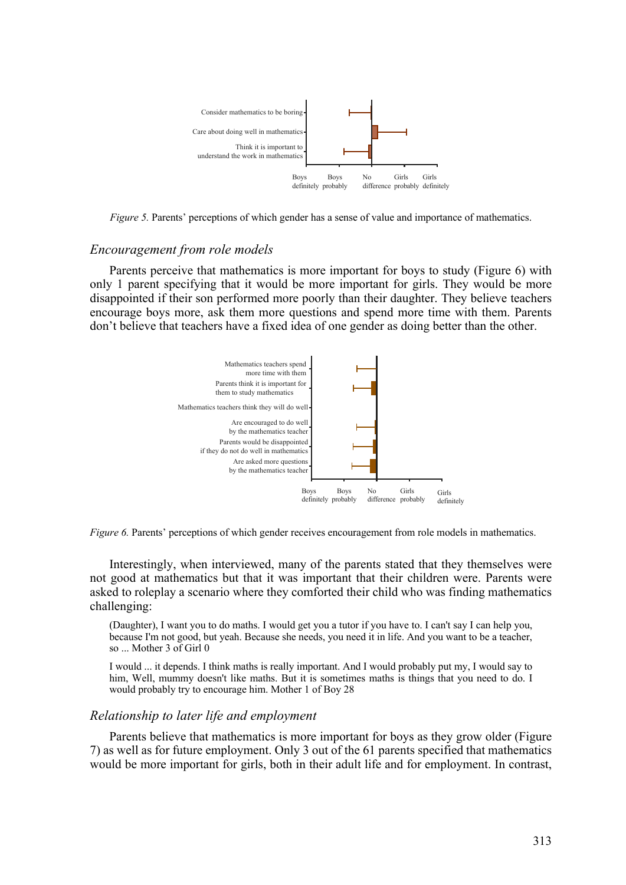*Figure 5.* Parents' perceptions of which gender has a sense of value and importance of mathematics.

### *Encouragement from role models*

Parents perceive that mathematics is more important for boys to study (Figure 6) with only 1 parent specifying that it would be more important for girls. They would be more disappointed if their son performed more poorly than their daughter. They believe teachers encourage boys more, ask them more questions and spend more time with them. Parents don't believe that teachers have a fixed idea of one gender as doing better than the other.

*Figure 6.* Parents' perceptions of which gender receives encouragement from role models in mathematics.

Interestingly, when interviewed, many of the parents stated that they themselves were not good at mathematics but that it was important that their children were. Parents were asked to roleplay a scenario where they comforted their child who was finding mathematics challenging:

> (Daughter), I want you to do maths. I would get you a tutor if you have to. I can't say I can help you, because I'm not good, but yeah. Because she needs, you need it in life. And you want to be a teacher, so ... Mother 3 of Girl 0

> I would ... it depends. I think maths is really important. And I would probably put my, I would say to him, Well, mummy doesn't like maths. But it is sometimes maths is things that you need to do. I would probably try to encourage him. Mother 1 of Boy 28

### *Relationship to later life and employment*

Parents believe that mathematics is more important for boys as they grow older (Figure 7) as well as for future employment. Only 3 out of the 61 parents specified that mathematics would be more important for girls, both in their adult life and for employment. In contrast,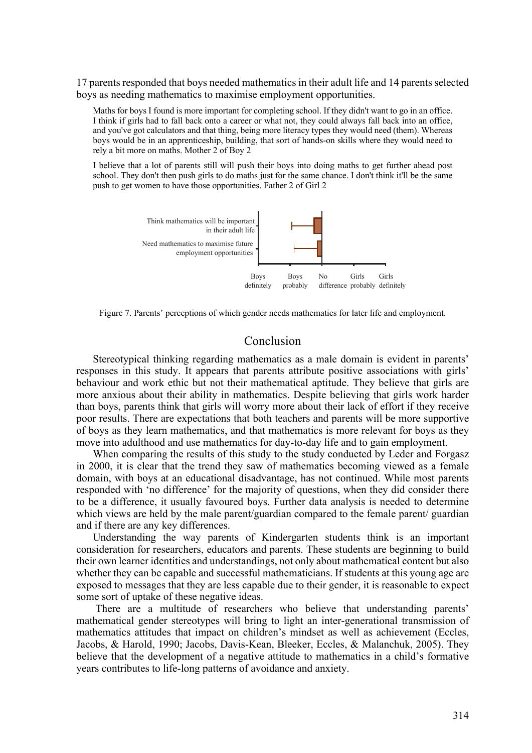17 parents responded that boys needed mathematics in their adult life and 14 parents selected boys as needing mathematics to maximise employment opportunities.

> Maths for boys I found is more important for completing school. If they didn't want to go in an office. I think if girls had to fall back onto a career or what not, they could always fall back into an office, and you've got calculators and that thing, being more literacy types they would need (them). Whereas boys would be in an apprenticeship, building, that sort of hands-on skills where they would need to rely a bit more on maths. Mother 2 of Boy 2

> I believe that a lot of parents still will push their boys into doing maths to get further ahead post school. They don't then push girls to do maths just for the same chance. I don't think it'll be the same push to get women to have those opportunities. Father 2 of Girl 2

Figure 7. Parents' perceptions of which gender needs mathematics for later life and employment.

## Conclusion

Stereotypical thinking regarding mathematics as a male domain is evident in parents' responses in this study. It appears that parents attribute positive associations with girls' behaviour and work ethic but not their mathematical aptitude. They believe that girls are more anxious about their ability in mathematics. Despite believing that girls work harder than boys, parents think that girls will worry more about their lack of effort if they receive poor results. There are expectations that both teachers and parents will be more supportive of boys as they learn mathematics, and that mathematics is more relevant for boys as they move into adulthood and use mathematics for day-to-day life and to gain employment.

When comparing the results of this study to the study conducted by Leder and Forgasz in 2000, it is clear that the trend they saw of mathematics becoming viewed as a female domain, with boys at an educational disadvantage, has not continued. While most parents responded with 'no difference' for the majority of questions, when they did consider there to be a difference, it usually favoured boys. Further data analysis is needed to determine which views are held by the male parent/guardian compared to the female parent/ guardian and if there are any key differences.

Understanding the way parents of Kindergarten students think is an important consideration for researchers, educators and parents. These students are beginning to build their own learner identities and understandings, not only about mathematical content but also whether they can be capable and successful mathematicians. If students at this young age are exposed to messages that they are less capable due to their gender, it is reasonable to expect some sort of uptake of these negative ideas.

There are a multitude of researchers who believe that understanding parents' mathematical gender stereotypes will bring to light an inter-generational transmission of mathematics attitudes that impact on children's mindset as well as achievement (Eccles, Jacobs, & Harold, 1990; Jacobs, Davis-Kean, Bleeker, Eccles, & Malanchuk, 2005). They believe that the development of a negative attitude to mathematics in a child's formative years contributes to life-long patterns of avoidance and anxiety.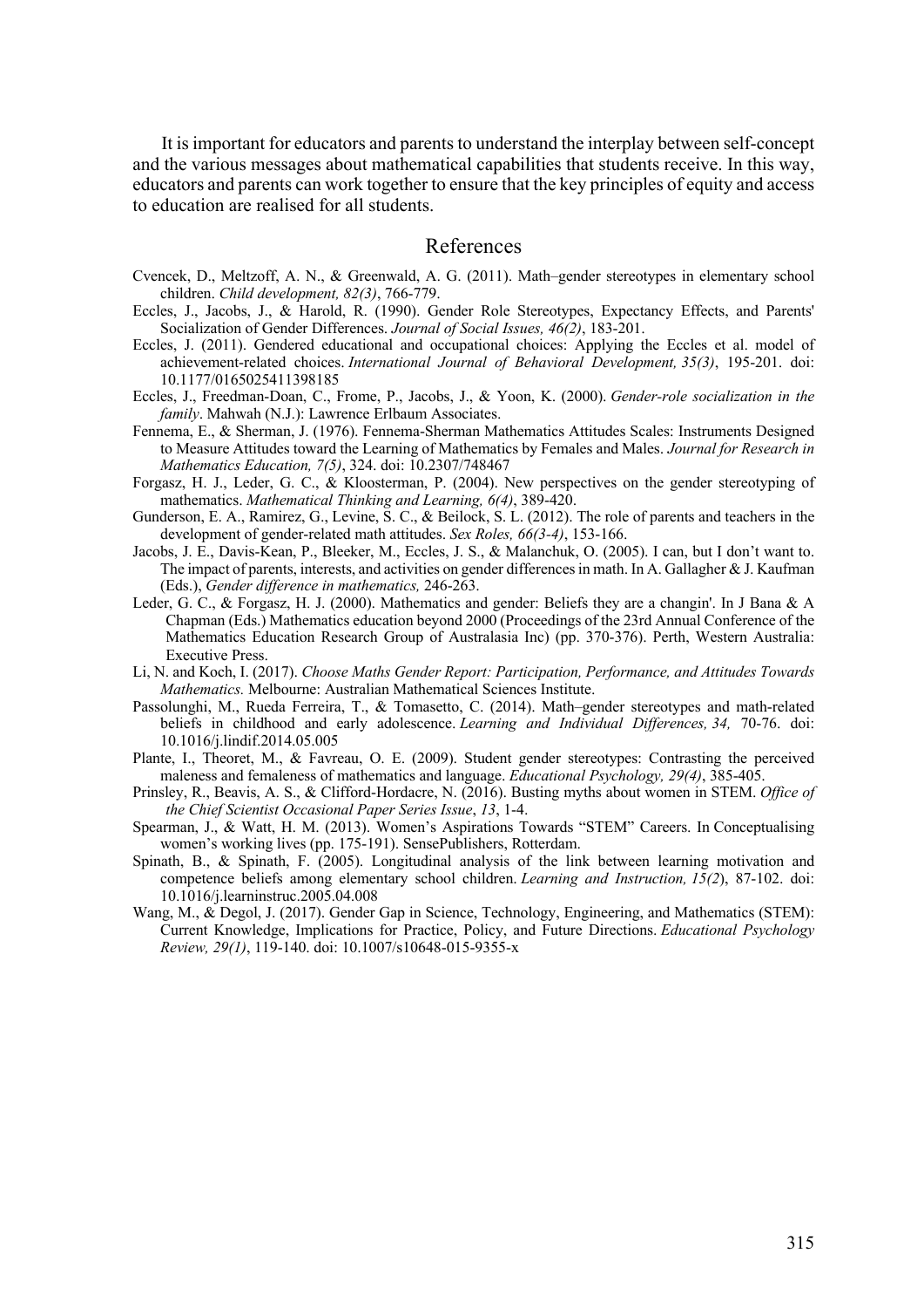It is important for educators and parents to understand the interplay between self-concept and the various messages about mathematical capabilities that students receive. In this way, educators and parents can work together to ensure that the key principles of equity and access to education are realised for all students.

## References

Cvencek, D., Meltzoff, A. N., & Greenwald, A. G. (2011). Math–gender stereotypes in elementary school children. *Child development, 82(3)*, 766-779.

Eccles, J., Jacobs, J., & Harold, R. (1990). Gender Role Stereotypes, Expectancy Effects, and Parents' Socialization of Gender Differences. *Journal of Social Issues, 46(2)*, 183-201.

Eccles, J. (2011). Gendered educational and occupational choices: Applying the Eccles et al. model of achievement-related choices. *International Journal of Behavioral Development, 35(3)*, 195-201. doi: 10.1177/0165025411398185

Eccles, J., Freedman-Doan, C., Frome, P., Jacobs, J., & Yoon, K. (2000). *Gender-role socialization in the family*. Mahwah (N.J.): Lawrence Erlbaum Associates.

Fennema, E., & Sherman, J. (1976). Fennema-Sherman Mathematics Attitudes Scales: Instruments Designed to Measure Attitudes toward the Learning of Mathematics by Females and Males. *Journal for Research in Mathematics Education, 7(5)*, 324. doi: 10.2307/748467

Forgasz, H. J., Leder, G. C., & Kloosterman, P. (2004). New perspectives on the gender stereotyping of mathematics. *Mathematical Thinking and Learning, 6(4)*, 389-420.

Gunderson, E. A., Ramirez, G., Levine, S. C., & Beilock, S. L. (2012). The role of parents and teachers in the development of gender-related math attitudes. *Sex Roles, 66(3-4)*, 153-166.

Jacobs, J. E., Davis-Kean, P., Bleeker, M., Eccles, J. S., & Malanchuk, O. (2005). I can, but I don't want to. The impact of parents, interests, and activities on gender differences in math. In A. Gallagher & J. Kaufman (Eds.), *Gender difference in mathematics,* 246-263.

Leder, G. C., & Forgasz, H. J. (2000). Mathematics and gender: Beliefs they are a changin'. In J Bana & A Chapman (Eds.) Mathematics education beyond 2000 (Proceedings of the 23rd Annual Conference of the Mathematics Education Research Group of Australasia Inc) (pp. 370-376). Perth, Western Australia: Executive Press.

Li, N. and Koch, I. (2017). *Choose Maths Gender Report: Participation, Performance, and Attitudes Towards Mathematics.* Melbourne: Australian Mathematical Sciences Institute.

Passolunghi, M., Rueda Ferreira, T., & Tomasetto, C. (2014). Math–gender stereotypes and math-related beliefs in childhood and early adolescence. *Learning and Individual Differences, 34,* 70-76. doi: 10.1016/j.lindif.2014.05.005

Plante, I., Theoret, M., & Favreau, O. E. (2009). Student gender stereotypes: Contrasting the perceived maleness and femaleness of mathematics and language. *Educational Psychology, 29(4)*, 385-405.

Prinsley, R., Beavis, A. S., & Clifford-Hordacre, N. (2016). Busting myths about women in STEM. *Office of the Chief Scientist Occasional Paper Series Issue*, *13*, 1-4.

Spearman, J., & Watt, H. M. (2013). Women's Aspirations Towards "STEM" Careers. In Conceptualising women's working lives (pp. 175-191). SensePublishers, Rotterdam.

Spinath, B., & Spinath, F. (2005). Longitudinal analysis of the link between learning motivation and competence beliefs among elementary school children. *Learning and Instruction, 15(2*), 87-102. doi: 10.1016/j.learninstruc.2005.04.008

Wang, M., & Degol, J. (2017). Gender Gap in Science, Technology, Engineering, and Mathematics (STEM): Current Knowledge, Implications for Practice, Policy, and Future Directions. *Educational Psychology Review, 29(1)*, 119-140. doi: 10.1007/s10648-015-9355-x